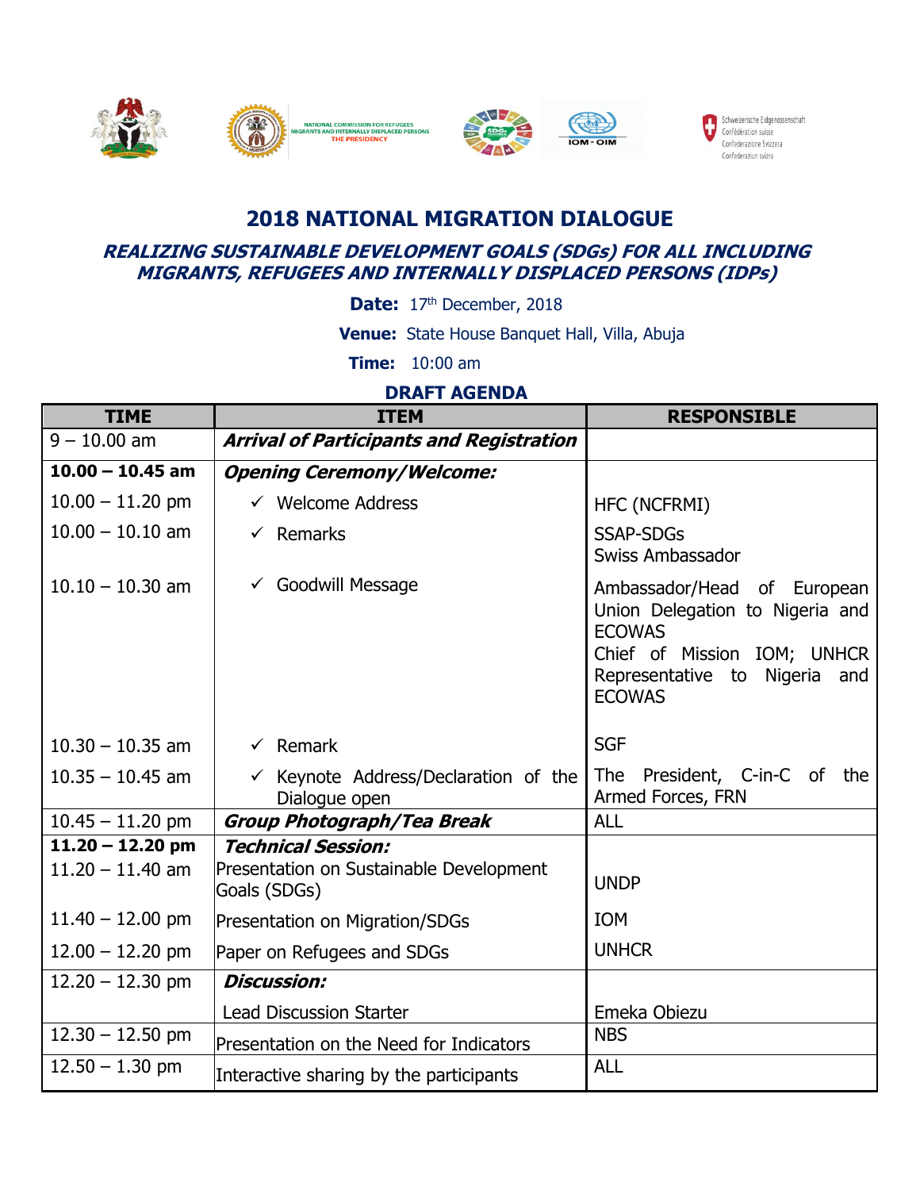NATIONAL COMMISSION FOR REFUGEES MIGRANTS AND INTERNALLY DISPLACED PERSONS THE PRESIDENCY

IOM - OIM

Schweizerische Eidgenossenschaft
Confédération suisse
Confederazione Svizzera
Confederaziun svizra

# 2018 NATIONAL MIGRATION DIALOGUE

## *REALIZING SUSTAINABLE DEVELOPMENT GOALS (SDGs) FOR ALL INCLUDING MIGRANTS, REFUGEES AND INTERNALLY DISPLACED PERSONS (IDPs)*

**Date:** 17th December, 2018

**Venue:** State House Banquet Hall, Villa, Abuja

**Time:** 10:00 am

### DRAFT AGENDA

| TIME | ITEM | RESPONSIBLE |
|---|---|---|
| 9 – 10.00 am | ***Arrival of Participants and Registration*** | |
| **10.00 – 10.45 am** | ***Opening Ceremony/Welcome:*** | |
| 10.00 – 11.20 pm | ✓ Welcome Address | HFC (NCFRMI) |
| 10.00 – 10.10 am | ✓ Remarks | SSAP-SDGs<br>Swiss Ambassador |
| 10.10 – 10.30 am | ✓ Goodwill Message | Ambassador/Head of European Union Delegation to Nigeria and ECOWAS<br>Chief of Mission IOM; UNHCR Representative to Nigeria and ECOWAS |
| 10.30 – 10.35 am | ✓ Remark | SGF |
| 10.35 – 10.45 am | ✓ Keynote Address/Declaration of the Dialogue open | The President, C-in-C of the Armed Forces, FRN |
| 10.45 – 11.20 pm | ***Group Photograph/Tea Break*** | ALL |
| **11.20 – 12.20 pm** | ***Technical Session:*** | |
| 11.20 – 11.40 am | Presentation on Sustainable Development Goals (SDGs) | UNDP |
| 11.40 – 12.00 pm | Presentation on Migration/SDGs | IOM |
| 12.00 – 12.20 pm | Paper on Refugees and SDGs | UNHCR |
| 12.20 – 12.30 pm | ***Discussion:*** | |
| | Lead Discussion Starter | Emeka Obiezu |
| 12.30 – 12.50 pm | Presentation on the Need for Indicators | NBS |
| 12.50 – 1.30 pm | Interactive sharing by the participants | ALL |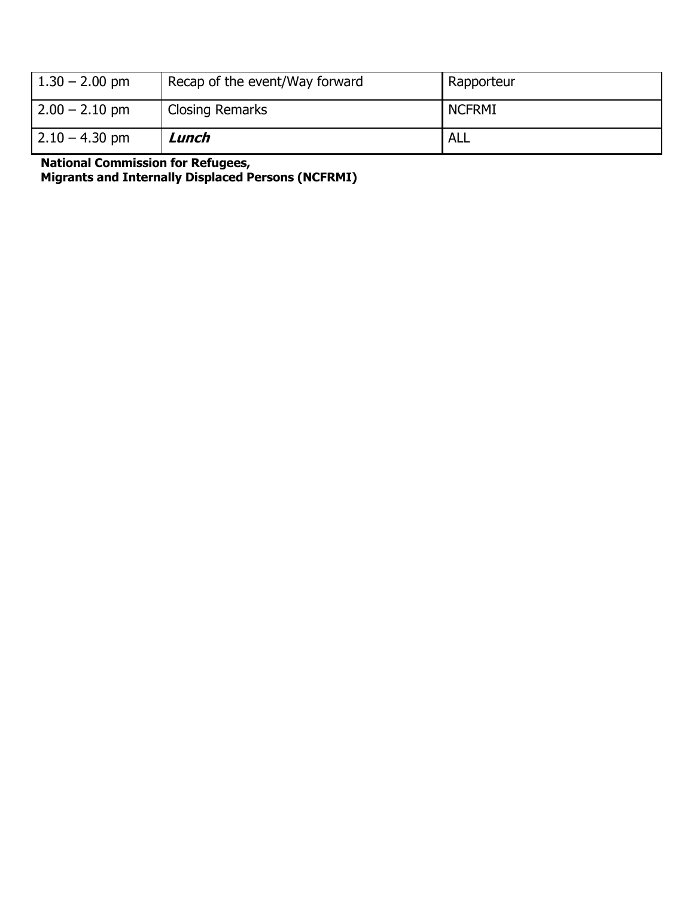| | | |
|---|---|---|
| 1.30 – 2.00 pm | Recap of the event/Way forward | Rapporteur |
| 2.00 – 2.10 pm | Closing Remarks | NCFRMI |
| 2.10 – 4.30 pm | ***Lunch*** | ALL |

**National Commission for Refugees,**
**Migrants and Internally Displaced Persons (NCFRMI)**